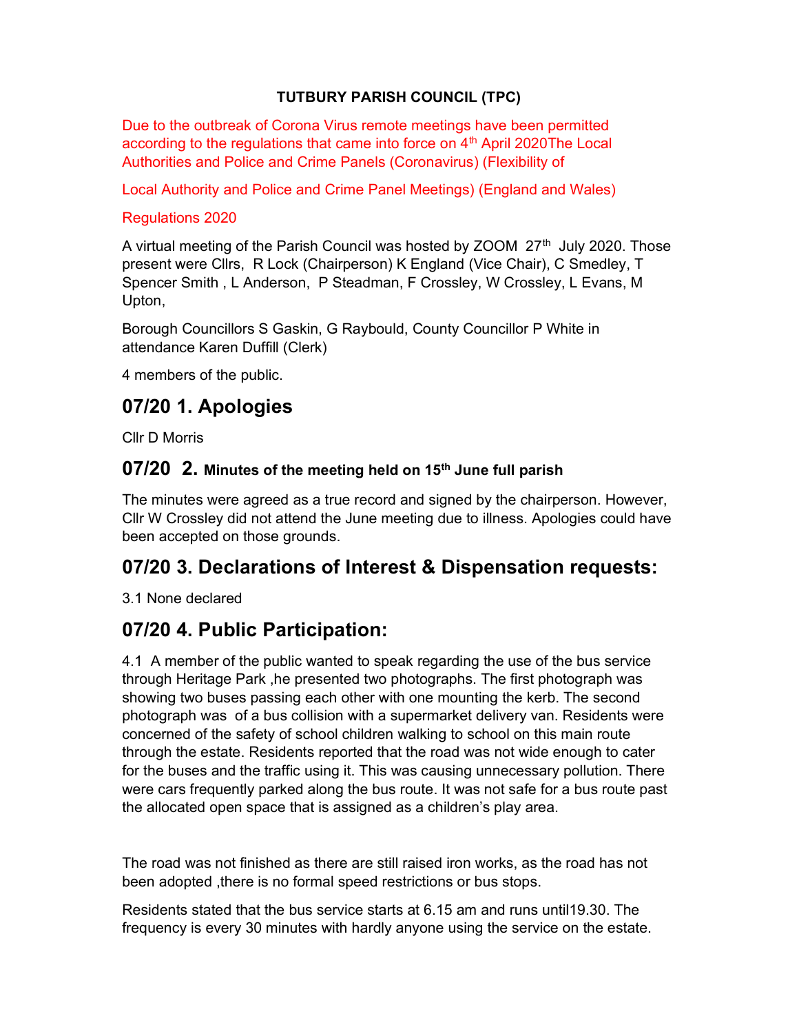**TUTBURY PARISH COUNCIL (TPC)**

Due to the outbreak of Corona Virus remote meetings have been permitted according to the regulations that came into force on 4th April 2020The Local Authorities and Police and Crime Panels (Coronavirus) (Flexibility of

Local Authority and Police and Crime Panel Meetings) (England and Wales)

Regulations 2020

A virtual meeting of the Parish Council was hosted by ZOOM 27th July 2020. Those present were Cllrs, R Lock (Chairperson) K England (Vice Chair), C Smedley, T Spencer Smith , L Anderson, P Steadman, F Crossley, W Crossley, L Evans, M Upton,

Borough Councillors S Gaskin, G Raybould, County Councillor P White in attendance Karen Duffill (Clerk)

4 members of the public.

## 07/20 1. Apologies

Cllr D Morris

### 07/20 2. Minutes of the meeting held on 15th June full parish

The minutes were agreed as a true record and signed by the chairperson. However, Cllr W Crossley did not attend the June meeting due to illness. Apologies could have been accepted on those grounds.

## 07/20 3. Declarations of Interest & Dispensation requests:

3.1 None declared

## 07/20 4. Public Participation:

4.1 A member of the public wanted to speak regarding the use of the bus service through Heritage Park ,he presented two photographs. The first photograph was showing two buses passing each other with one mounting the kerb. The second photograph was of a bus collision with a supermarket delivery van. Residents were concerned of the safety of school children walking to school on this main route through the estate. Residents reported that the road was not wide enough to cater for the buses and the traffic using it. This was causing unnecessary pollution. There were cars frequently parked along the bus route. It was not safe for a bus route past the allocated open space that is assigned as a children's play area.

The road was not finished as there are still raised iron works, as the road has not been adopted ,there is no formal speed restrictions or bus stops.

Residents stated that the bus service starts at 6.15 am and runs until19.30. The frequency is every 30 minutes with hardly anyone using the service on the estate.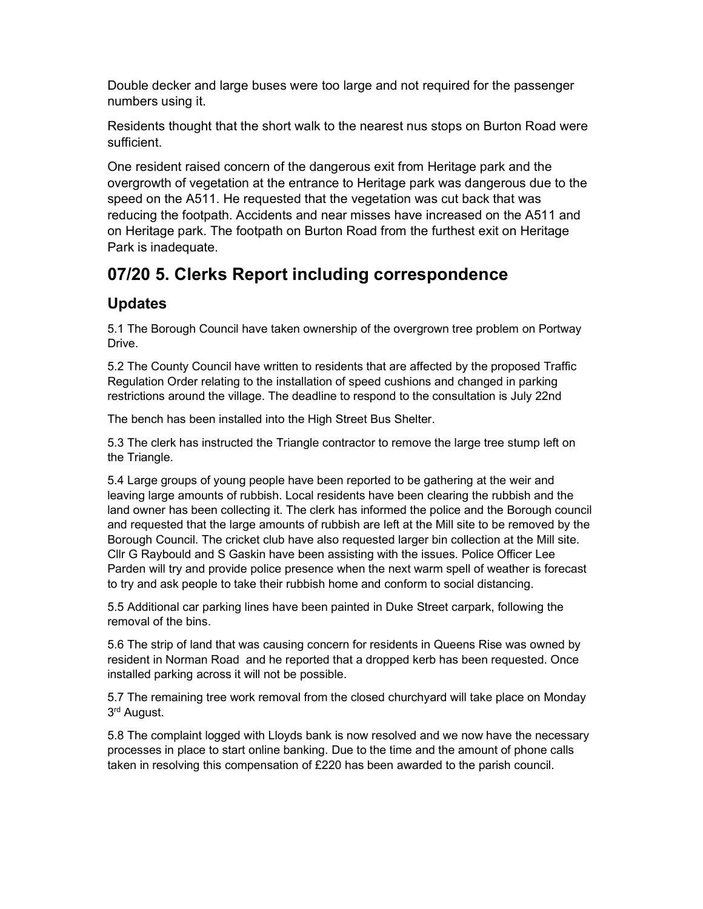Double decker and large buses were too large and not required for the passenger numbers using it.

Residents thought that the short walk to the nearest nus stops on Burton Road were sufficient.

One resident raised concern of the dangerous exit from Heritage park and the overgrowth of vegetation at the entrance to Heritage park was dangerous due to the speed on the A511. He requested that the vegetation was cut back that was reducing the footpath. Accidents and near misses have increased on the A511 and on Heritage park. The footpath on Burton Road from the furthest exit on Heritage Park is inadequate.

## 07/20 5. Clerks Report including correspondence

### Updates

5.1 The Borough Council have taken ownership of the overgrown tree problem on Portway Drive.

5.2 The County Council have written to residents that are affected by the proposed Traffic Regulation Order relating to the installation of speed cushions and changed in parking restrictions around the village. The deadline to respond to the consultation is July 22nd

The bench has been installed into the High Street Bus Shelter.

5.3 The clerk has instructed the Triangle contractor to remove the large tree stump left on the Triangle.

5.4 Large groups of young people have been reported to be gathering at the weir and leaving large amounts of rubbish. Local residents have been clearing the rubbish and the land owner has been collecting it. The clerk has informed the police and the Borough council and requested that the large amounts of rubbish are left at the Mill site to be removed by the Borough Council. The cricket club have also requested larger bin collection at the Mill site. Cllr G Raybould and S Gaskin have been assisting with the issues. Police Officer Lee Parden will try and provide police presence when the next warm spell of weather is forecast to try and ask people to take their rubbish home and conform to social distancing.

5.5 Additional car parking lines have been painted in Duke Street carpark, following the removal of the bins.

5.6 The strip of land that was causing concern for residents in Queens Rise was owned by resident in Norman Road and he reported that a dropped kerb has been requested. Once installed parking across it will not be possible.

5.7 The remaining tree work removal from the closed churchyard will take place on Monday 3rd August.

5.8 The complaint logged with Lloyds bank is now resolved and we now have the necessary processes in place to start online banking. Due to the time and the amount of phone calls taken in resolving this compensation of £220 has been awarded to the parish council.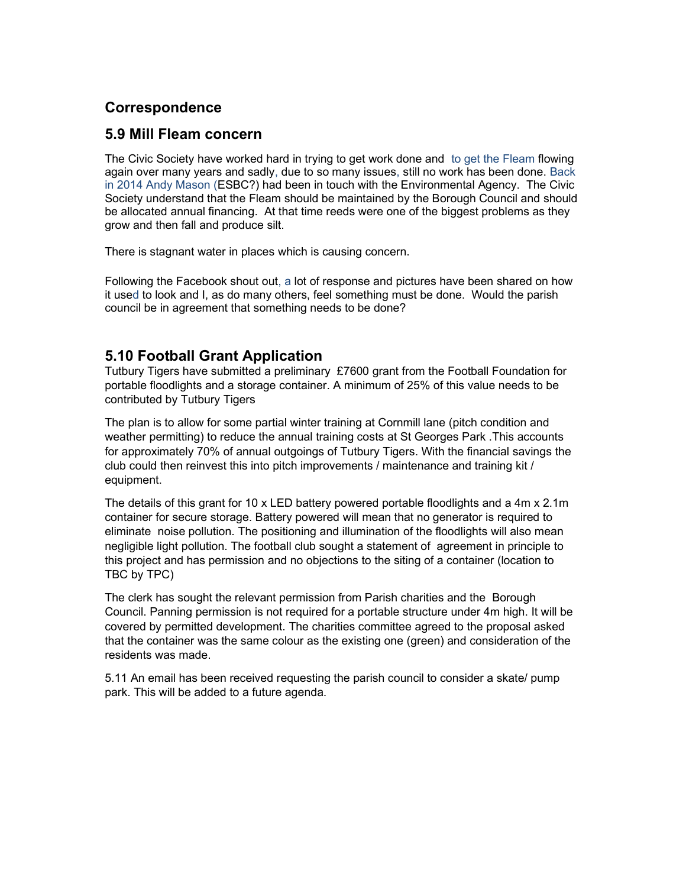## Correspondence

## 5.9 Mill Fleam concern

The Civic Society have worked hard in trying to get work done and to get the Fleam flowing again over many years and sadly, due to so many issues, still no work has been done. Back in 2014 Andy Mason (ESBC?) had been in touch with the Environmental Agency. The Civic Society understand that the Fleam should be maintained by the Borough Council and should be allocated annual financing. At that time reeds were one of the biggest problems as they grow and then fall and produce silt.

There is stagnant water in places which is causing concern.

Following the Facebook shout out, a lot of response and pictures have been shared on how it used to look and I, as do many others, feel something must be done. Would the parish council be in agreement that something needs to be done?

## 5.10 Football Grant Application

Tutbury Tigers have submitted a preliminary £7600 grant from the Football Foundation for portable floodlights and a storage container. A minimum of 25% of this value needs to be contributed by Tutbury Tigers

The plan is to allow for some partial winter training at Cornmill lane (pitch condition and weather permitting) to reduce the annual training costs at St Georges Park .This accounts for approximately 70% of annual outgoings of Tutbury Tigers. With the financial savings the club could then reinvest this into pitch improvements / maintenance and training kit / equipment.

The details of this grant for 10 x LED battery powered portable floodlights and a 4m x 2.1m container for secure storage. Battery powered will mean that no generator is required to eliminate noise pollution. The positioning and illumination of the floodlights will also mean negligible light pollution. The football club sought a statement of agreement in principle to this project and has permission and no objections to the siting of a container (location to TBC by TPC)

The clerk has sought the relevant permission from Parish charities and the Borough Council. Panning permission is not required for a portable structure under 4m high. It will be covered by permitted development. The charities committee agreed to the proposal asked that the container was the same colour as the existing one (green) and consideration of the residents was made.

5.11 An email has been received requesting the parish council to consider a skate/ pump park. This will be added to a future agenda.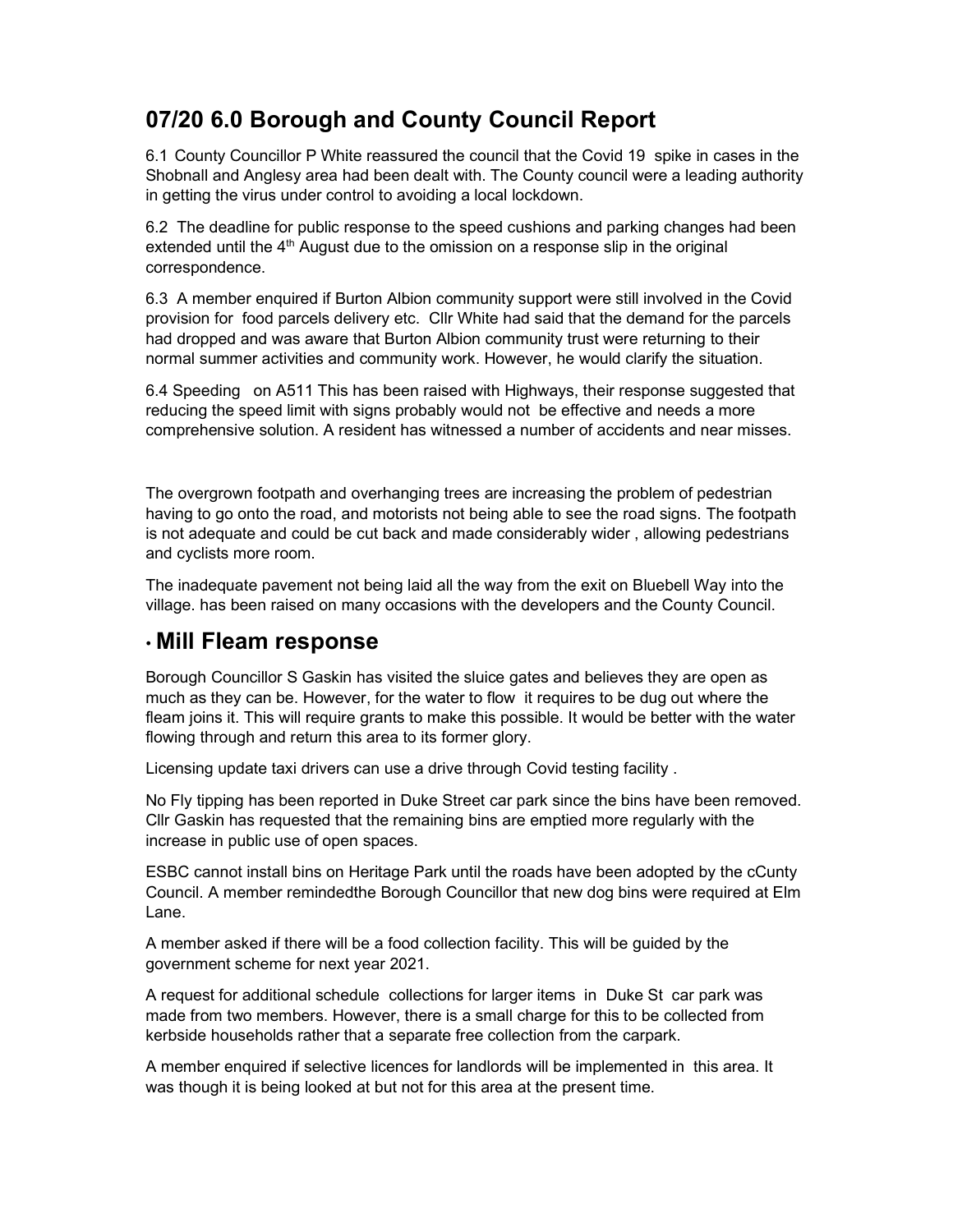## 07/20 6.0 Borough and County Council Report

6.1 County Councillor P White reassured the council that the Covid 19 spike in cases in the Shobnall and Anglesy area had been dealt with. The County council were a leading authority in getting the virus under control to avoiding a local lockdown.

6.2 The deadline for public response to the speed cushions and parking changes had been extended until the 4th August due to the omission on a response slip in the original correspondence.

6.3 A member enquired if Burton Albion community support were still involved in the Covid provision for food parcels delivery etc. Cllr White had said that the demand for the parcels had dropped and was aware that Burton Albion community trust were returning to their normal summer activities and community work. However, he would clarify the situation.

6.4 Speeding on A511 This has been raised with Highways, their response suggested that reducing the speed limit with signs probably would not be effective and needs a more comprehensive solution. A resident has witnessed a number of accidents and near misses.

The overgrown footpath and overhanging trees are increasing the problem of pedestrian having to go onto the road, and motorists not being able to see the road signs. The footpath is not adequate and could be cut back and made considerably wider , allowing pedestrians and cyclists more room.

The inadequate pavement not being laid all the way from the exit on Bluebell Way into the village. has been raised on many occasions with the developers and the County Council.

## • Mill Fleam response

Borough Councillor S Gaskin has visited the sluice gates and believes they are open as much as they can be. However, for the water to flow it requires to be dug out where the fleam joins it. This will require grants to make this possible. It would be better with the water flowing through and return this area to its former glory.

Licensing update taxi drivers can use a drive through Covid testing facility .

No Fly tipping has been reported in Duke Street car park since the bins have been removed. Cllr Gaskin has requested that the remaining bins are emptied more regularly with the increase in public use of open spaces.

ESBC cannot install bins on Heritage Park until the roads have been adopted by the cCunty Council. A member remindedthe Borough Councillor that new dog bins were required at Elm Lane.

A member asked if there will be a food collection facility. This will be guided by the government scheme for next year 2021.

A request for additional schedule collections for larger items in Duke St car park was made from two members. However, there is a small charge for this to be collected from kerbside households rather that a separate free collection from the carpark.

A member enquired if selective licences for landlords will be implemented in this area. It was though it is being looked at but not for this area at the present time.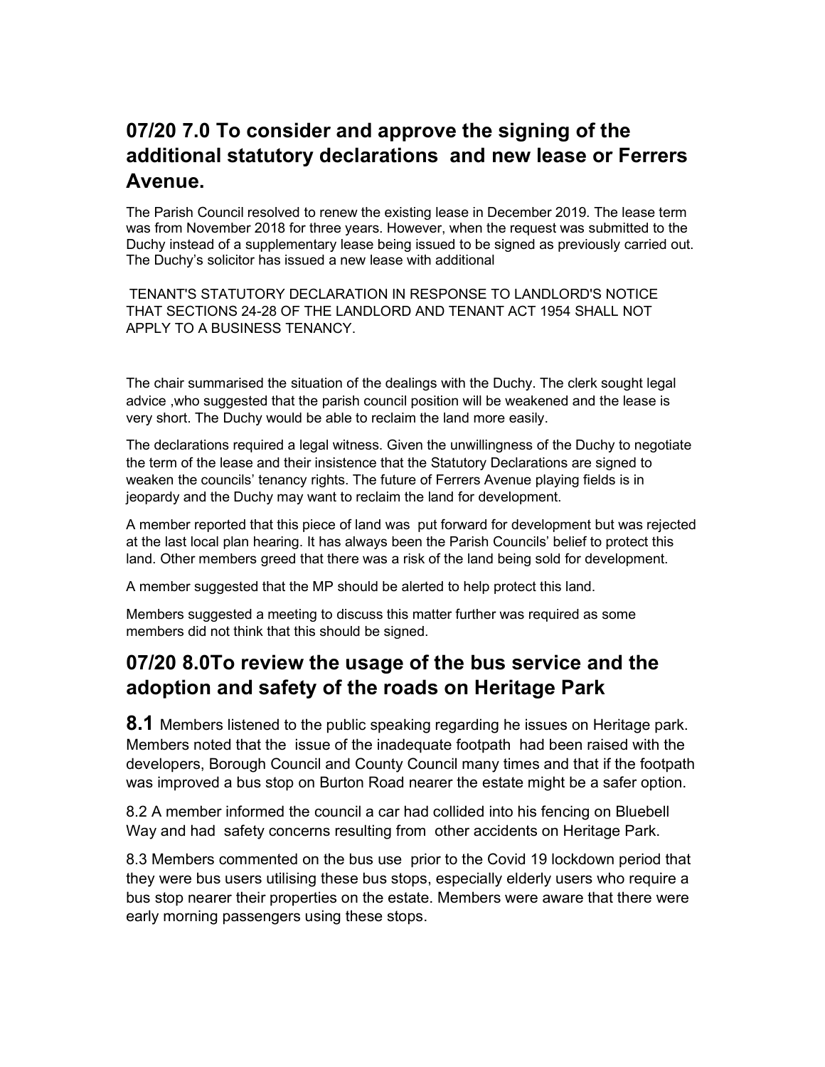## 07/20 7.0 To consider and approve the signing of the additional statutory declarations and new lease or Ferrers Avenue.

The Parish Council resolved to renew the existing lease in December 2019. The lease term was from November 2018 for three years. However, when the request was submitted to the Duchy instead of a supplementary lease being issued to be signed as previously carried out. The Duchy's solicitor has issued a new lease with additional

TENANT'S STATUTORY DECLARATION IN RESPONSE TO LANDLORD'S NOTICE THAT SECTIONS 24-28 OF THE LANDLORD AND TENANT ACT 1954 SHALL NOT APPLY TO A BUSINESS TENANCY.

The chair summarised the situation of the dealings with the Duchy. The clerk sought legal advice ,who suggested that the parish council position will be weakened and the lease is very short. The Duchy would be able to reclaim the land more easily.

The declarations required a legal witness. Given the unwillingness of the Duchy to negotiate the term of the lease and their insistence that the Statutory Declarations are signed to weaken the councils' tenancy rights. The future of Ferrers Avenue playing fields is in jeopardy and the Duchy may want to reclaim the land for development.

A member reported that this piece of land was put forward for development but was rejected at the last local plan hearing. It has always been the Parish Councils' belief to protect this land. Other members greed that there was a risk of the land being sold for development.

A member suggested that the MP should be alerted to help protect this land.

Members suggested a meeting to discuss this matter further was required as some members did not think that this should be signed.

## 07/20 8.0To review the usage of the bus service and the adoption and safety of the roads on Heritage Park

**8.1** Members listened to the public speaking regarding he issues on Heritage park. Members noted that the issue of the inadequate footpath had been raised with the developers, Borough Council and County Council many times and that if the footpath was improved a bus stop on Burton Road nearer the estate might be a safer option.

8.2 A member informed the council a car had collided into his fencing on Bluebell Way and had safety concerns resulting from other accidents on Heritage Park.

8.3 Members commented on the bus use prior to the Covid 19 lockdown period that they were bus users utilising these bus stops, especially elderly users who require a bus stop nearer their properties on the estate. Members were aware that there were early morning passengers using these stops.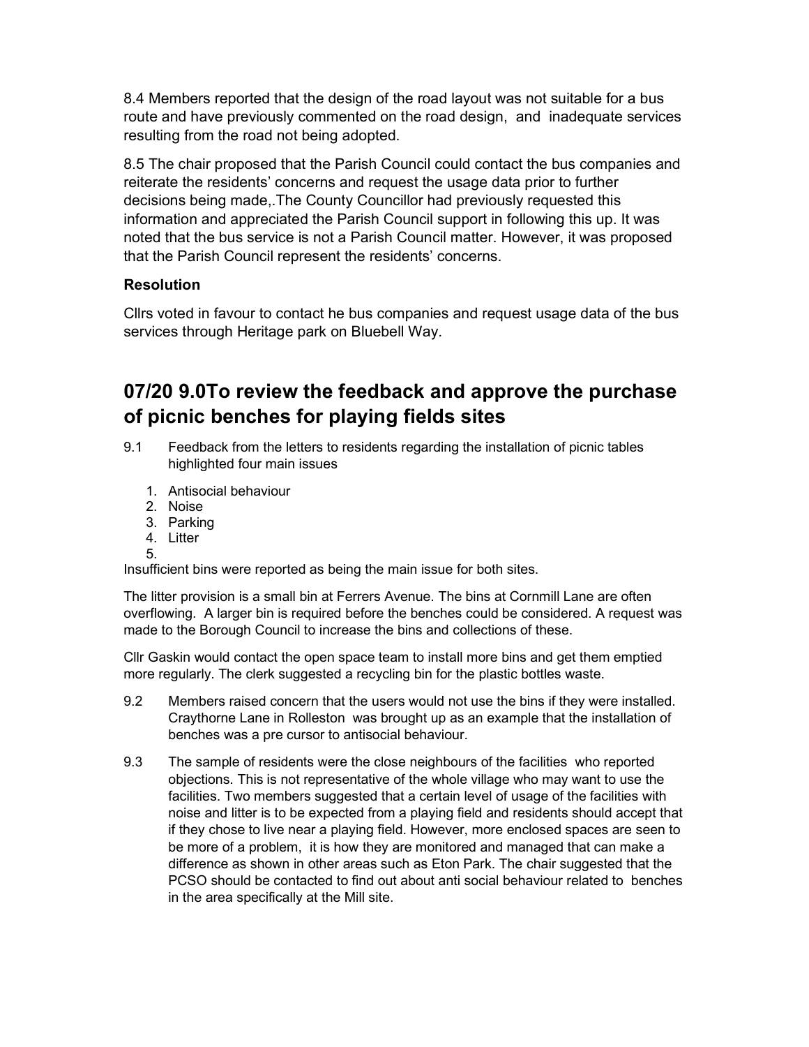8.4 Members reported that the design of the road layout was not suitable for a bus route and have previously commented on the road design, and inadequate services resulting from the road not being adopted.

8.5 The chair proposed that the Parish Council could contact the bus companies and reiterate the residents' concerns and request the usage data prior to further decisions being made,.The County Councillor had previously requested this information and appreciated the Parish Council support in following this up. It was noted that the bus service is not a Parish Council matter. However, it was proposed that the Parish Council represent the residents' concerns.

**Resolution**

Cllrs voted in favour to contact he bus companies and request usage data of the bus services through Heritage park on Bluebell Way.

## 07/20 9.0To review the feedback and approve the purchase of picnic benches for playing fields sites

9.1 Feedback from the letters to residents regarding the installation of picnic tables highlighted four main issues

1. Antisocial behaviour
2. Noise
3. Parking
4. Litter
5. 

Insufficient bins were reported as being the main issue for both sites.

The litter provision is a small bin at Ferrers Avenue. The bins at Cornmill Lane are often overflowing. A larger bin is required before the benches could be considered. A request was made to the Borough Council to increase the bins and collections of these.

Cllr Gaskin would contact the open space team to install more bins and get them emptied more regularly. The clerk suggested a recycling bin for the plastic bottles waste.

9.2 Members raised concern that the users would not use the bins if they were installed. Craythorne Lane in Rolleston was brought up as an example that the installation of benches was a pre cursor to antisocial behaviour.

9.3 The sample of residents were the close neighbours of the facilities who reported objections. This is not representative of the whole village who may want to use the facilities. Two members suggested that a certain level of usage of the facilities with noise and litter is to be expected from a playing field and residents should accept that if they chose to live near a playing field. However, more enclosed spaces are seen to be more of a problem, it is how they are monitored and managed that can make a difference as shown in other areas such as Eton Park. The chair suggested that the PCSO should be contacted to find out about anti social behaviour related to benches in the area specifically at the Mill site.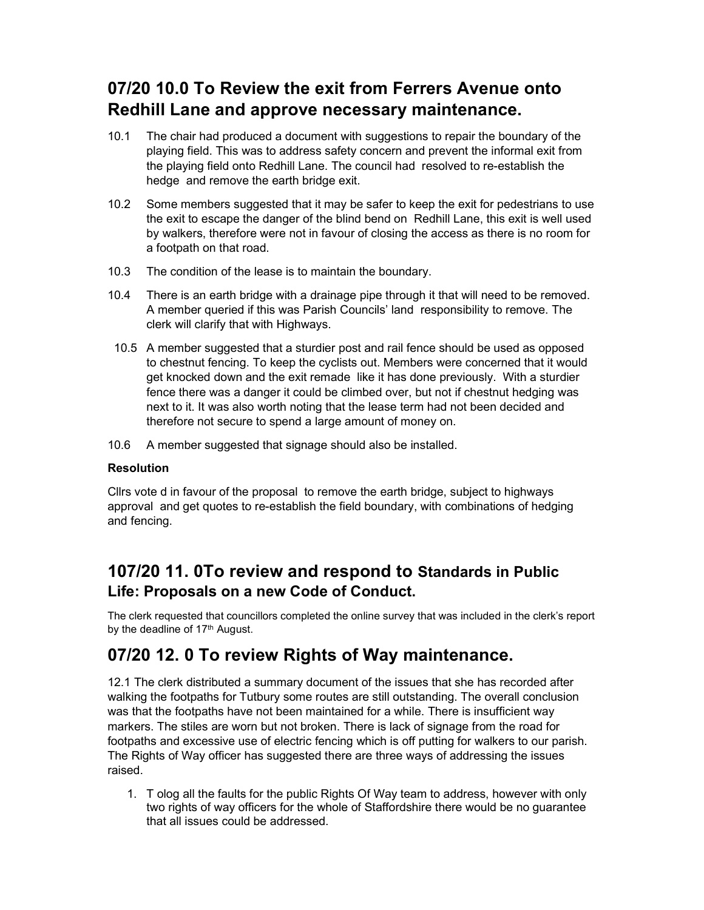## 07/20 10.0 To Review the exit from Ferrers Avenue onto Redhill Lane and approve necessary maintenance.

10.1 The chair had produced a document with suggestions to repair the boundary of the playing field. This was to address safety concern and prevent the informal exit from the playing field onto Redhill Lane. The council had resolved to re-establish the hedge and remove the earth bridge exit.

10.2 Some members suggested that it may be safer to keep the exit for pedestrians to use the exit to escape the danger of the blind bend on Redhill Lane, this exit is well used by walkers, therefore were not in favour of closing the access as there is no room for a footpath on that road.

10.3 The condition of the lease is to maintain the boundary.

10.4 There is an earth bridge with a drainage pipe through it that will need to be removed. A member queried if this was Parish Councils' land responsibility to remove. The clerk will clarify that with Highways.

10.5 A member suggested that a sturdier post and rail fence should be used as opposed to chestnut fencing. To keep the cyclists out. Members were concerned that it would get knocked down and the exit remade like it has done previously. With a sturdier fence there was a danger it could be climbed over, but not if chestnut hedging was next to it. It was also worth noting that the lease term had not been decided and therefore not secure to spend a large amount of money on.

10.6 A member suggested that signage should also be installed.

**Resolution**

Cllrs vote d in favour of the proposal to remove the earth bridge, subject to highways approval and get quotes to re-establish the field boundary, with combinations of hedging and fencing.

## 107/20 11. 0To review and respond to Standards in Public Life: Proposals on a new Code of Conduct.

The clerk requested that councillors completed the online survey that was included in the clerk's report by the deadline of 17th August.

## 07/20 12. 0 To review Rights of Way maintenance.

12.1 The clerk distributed a summary document of the issues that she has recorded after walking the footpaths for Tutbury some routes are still outstanding. The overall conclusion was that the footpaths have not been maintained for a while. There is insufficient way markers. The stiles are worn but not broken. There is lack of signage from the road for footpaths and excessive use of electric fencing which is off putting for walkers to our parish. The Rights of Way officer has suggested there are three ways of addressing the issues raised.

1. T olog all the faults for the public Rights Of Way team to address, however with only two rights of way officers for the whole of Staffordshire there would be no guarantee that all issues could be addressed.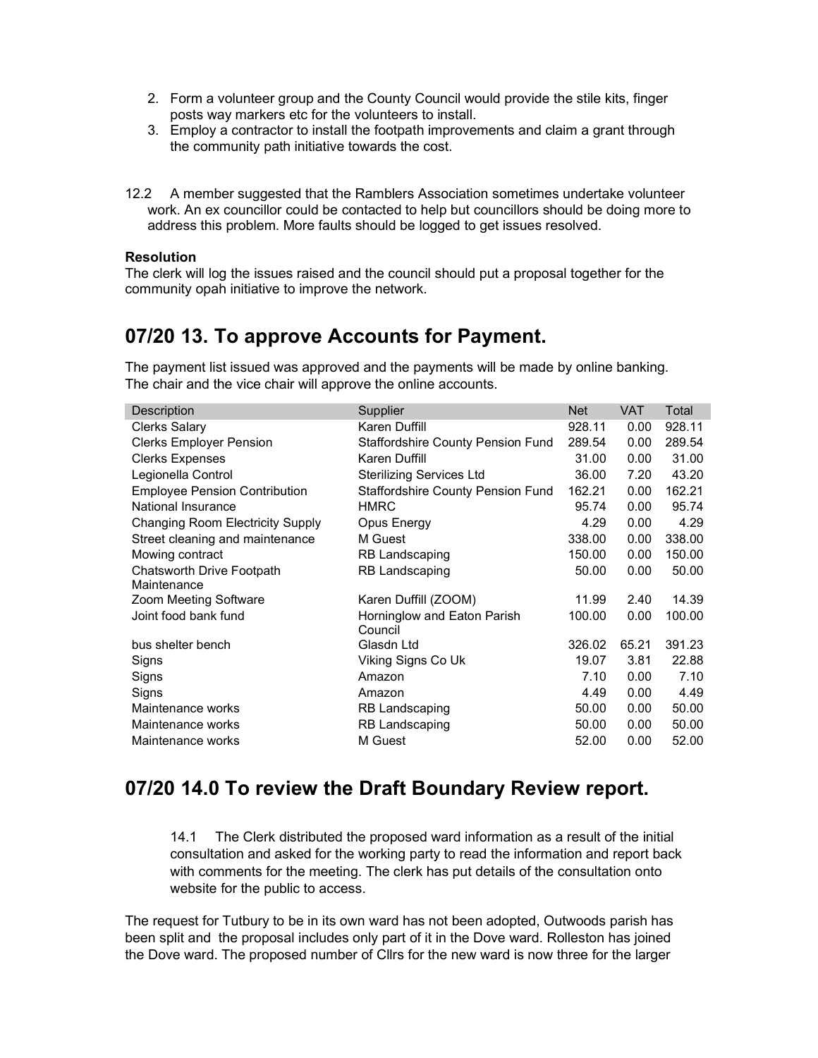2. Form a volunteer group and the County Council would provide the stile kits, finger posts way markers etc for the volunteers to install.
3. Employ a contractor to install the footpath improvements and claim a grant through the community path initiative towards the cost.

12.2 A member suggested that the Ramblers Association sometimes undertake volunteer work. An ex councillor could be contacted to help but councillors should be doing more to address this problem. More faults should be logged to get issues resolved.

**Resolution**

The clerk will log the issues raised and the council should put a proposal together for the community opah initiative to improve the network.

## 07/20 13. To approve Accounts for Payment.

The payment list issued was approved and the payments will be made by online banking. The chair and the vice chair will approve the online accounts.

| Description | Supplier | Net | VAT | Total |
|---|---|---|---|---|
| Clerks Salary | Karen Duffill | 928.11 | 0.00 | 928.11 |
| Clerks Employer Pension | Staffordshire County Pension Fund | 289.54 | 0.00 | 289.54 |
| Clerks Expenses | Karen Duffill | 31.00 | 0.00 | 31.00 |
| Legionella Control | Sterilizing Services Ltd | 36.00 | 7.20 | 43.20 |
| Employee Pension Contribution | Staffordshire County Pension Fund | 162.21 | 0.00 | 162.21 |
| National Insurance | HMRC | 95.74 | 0.00 | 95.74 |
| Changing Room Electricity Supply | Opus Energy | 4.29 | 0.00 | 4.29 |
| Street cleaning and maintenance | M Guest | 338.00 | 0.00 | 338.00 |
| Mowing contract | RB Landscaping | 150.00 | 0.00 | 150.00 |
| Chatsworth Drive Footpath Maintenance | RB Landscaping | 50.00 | 0.00 | 50.00 |
| Zoom Meeting Software | Karen Duffill (ZOOM) | 11.99 | 2.40 | 14.39 |
| Joint food bank fund | Horninglow and Eaton Parish Council | 100.00 | 0.00 | 100.00 |
| bus shelter bench | Glasdn Ltd | 326.02 | 65.21 | 391.23 |
| Signs | Viking Signs Co Uk | 19.07 | 3.81 | 22.88 |
| Signs | Amazon | 7.10 | 0.00 | 7.10 |
| Signs | Amazon | 4.49 | 0.00 | 4.49 |
| Maintenance works | RB Landscaping | 50.00 | 0.00 | 50.00 |
| Maintenance works | RB Landscaping | 50.00 | 0.00 | 50.00 |
| Maintenance works | M Guest | 52.00 | 0.00 | 52.00 |

## 07/20 14.0 To review the Draft Boundary Review report.

14.1 The Clerk distributed the proposed ward information as a result of the initial consultation and asked for the working party to read the information and report back with comments for the meeting. The clerk has put details of the consultation onto website for the public to access.

The request for Tutbury to be in its own ward has not been adopted, Outwoods parish has been split and the proposal includes only part of it in the Dove ward. Rolleston has joined the Dove ward. The proposed number of Cllrs for the new ward is now three for the larger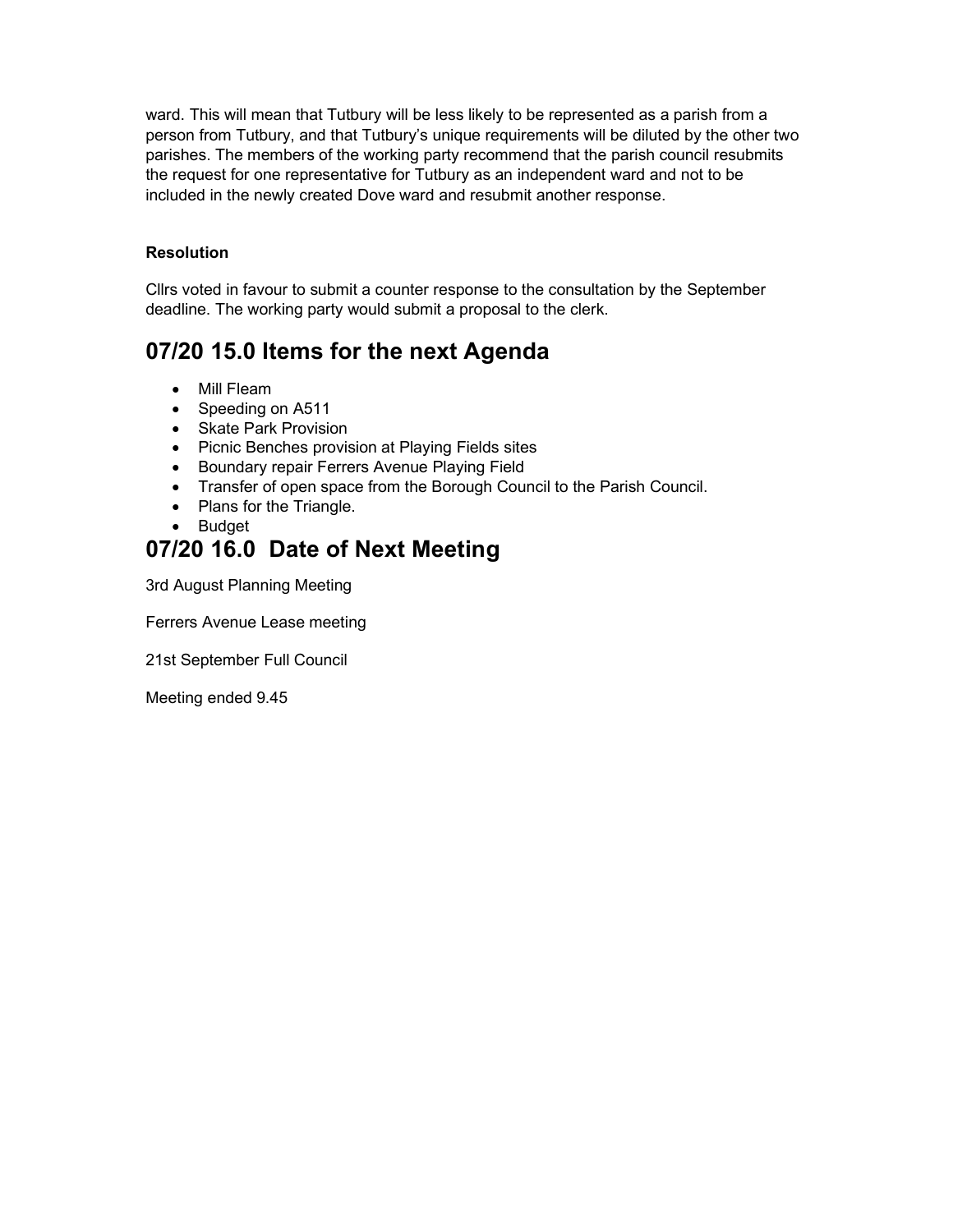ward. This will mean that Tutbury will be less likely to be represented as a parish from a person from Tutbury, and that Tutbury's unique requirements will be diluted by the other two parishes. The members of the working party recommend that the parish council resubmits the request for one representative for Tutbury as an independent ward and not to be included in the newly created Dove ward and resubmit another response.

**Resolution**

Cllrs voted in favour to submit a counter response to the consultation by the September deadline. The working party would submit a proposal to the clerk.

## 07/20 15.0 Items for the next Agenda

- Mill Fleam
- Speeding on A511
- Skate Park Provision
- Picnic Benches provision at Playing Fields sites
- Boundary repair Ferrers Avenue Playing Field
- Transfer of open space from the Borough Council to the Parish Council.
- Plans for the Triangle.
- Budget

## 07/20 16.0 Date of Next Meeting

3rd August Planning Meeting

Ferrers Avenue Lease meeting

21st September Full Council

Meeting ended 9.45